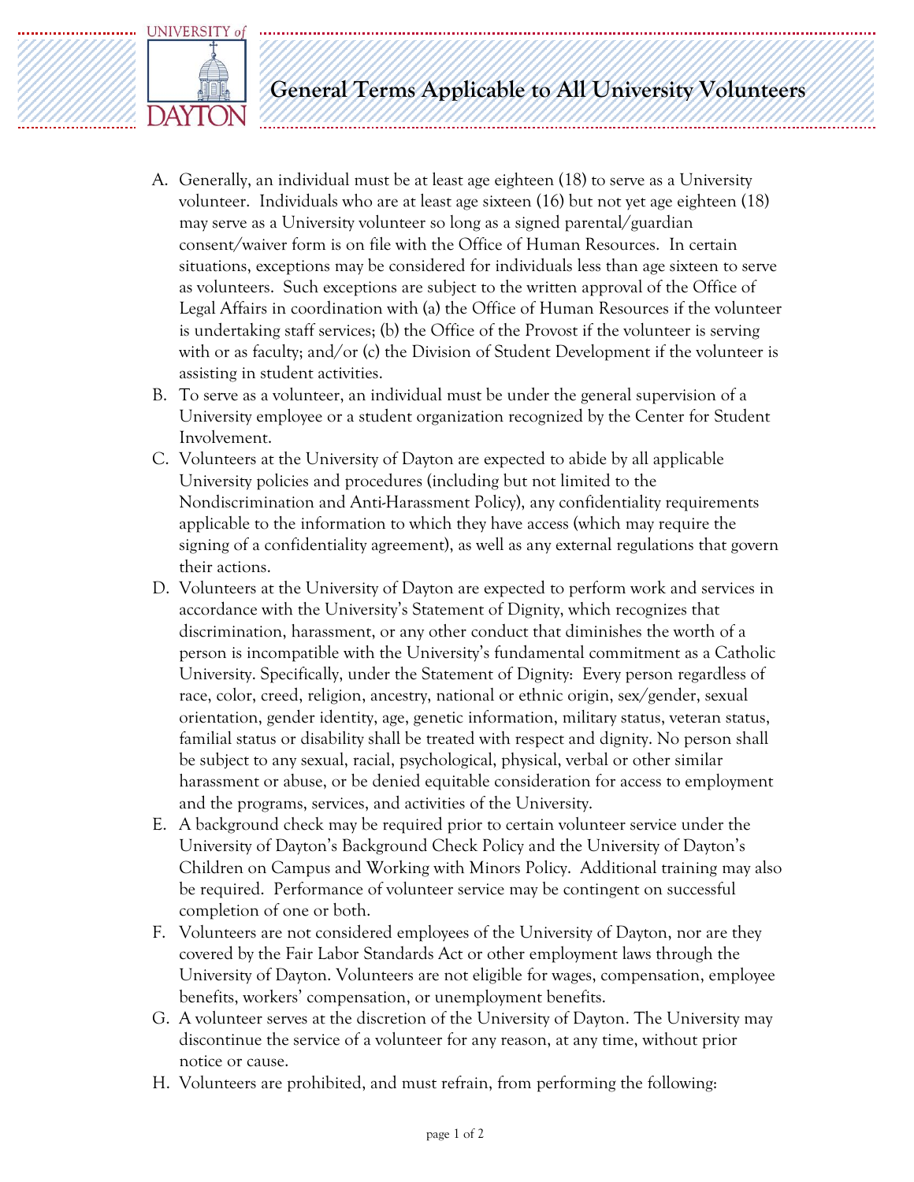# General Terms Applicable to All University Volunteers

A. Generally, an individual must be at least age eighteen (18) to serve as a University volunteer. Individuals who are at least age sixteen (16) but not yet age eighteen (18) may serve as a University volunteer so long as a signed parental/guardian consent/waiver form is on file with the Office of Human Resources. In certain situations, exceptions may be considered for individuals less than age sixteen to serve as volunteers. Such exceptions are subject to the written approval of the Office of Legal Affairs in coordination with (a) the Office of Human Resources if the volunteer is undertaking staff services; (b) the Office of the Provost if the volunteer is serving with or as faculty; and/or (c) the Division of Student Development if the volunteer is assisting in student activities.

B. To serve as a volunteer, an individual must be under the general supervision of a University employee or a student organization recognized by the Center for Student Involvement.

C. Volunteers at the University of Dayton are expected to abide by all applicable University policies and procedures (including but not limited to the Nondiscrimination and Anti-Harassment Policy), any confidentiality requirements applicable to the information to which they have access (which may require the signing of a confidentiality agreement), as well as any external regulations that govern their actions.

D. Volunteers at the University of Dayton are expected to perform work and services in accordance with the University's Statement of Dignity, which recognizes that discrimination, harassment, or any other conduct that diminishes the worth of a person is incompatible with the University's fundamental commitment as a Catholic University. Specifically, under the Statement of Dignity: Every person regardless of race, color, creed, religion, ancestry, national or ethnic origin, sex/gender, sexual orientation, gender identity, age, genetic information, military status, veteran status, familial status or disability shall be treated with respect and dignity. No person shall be subject to any sexual, racial, psychological, physical, verbal or other similar harassment or abuse, or be denied equitable consideration for access to employment and the programs, services, and activities of the University.

E. A background check may be required prior to certain volunteer service under the University of Dayton's Background Check Policy and the University of Dayton's Children on Campus and Working with Minors Policy. Additional training may also be required. Performance of volunteer service may be contingent on successful completion of one or both.

F. Volunteers are not considered employees of the University of Dayton, nor are they covered by the Fair Labor Standards Act or other employment laws through the University of Dayton. Volunteers are not eligible for wages, compensation, employee benefits, workers' compensation, or unemployment benefits.

G. A volunteer serves at the discretion of the University of Dayton. The University may discontinue the service of a volunteer for any reason, at any time, without prior notice or cause.

H. Volunteers are prohibited, and must refrain, from performing the following: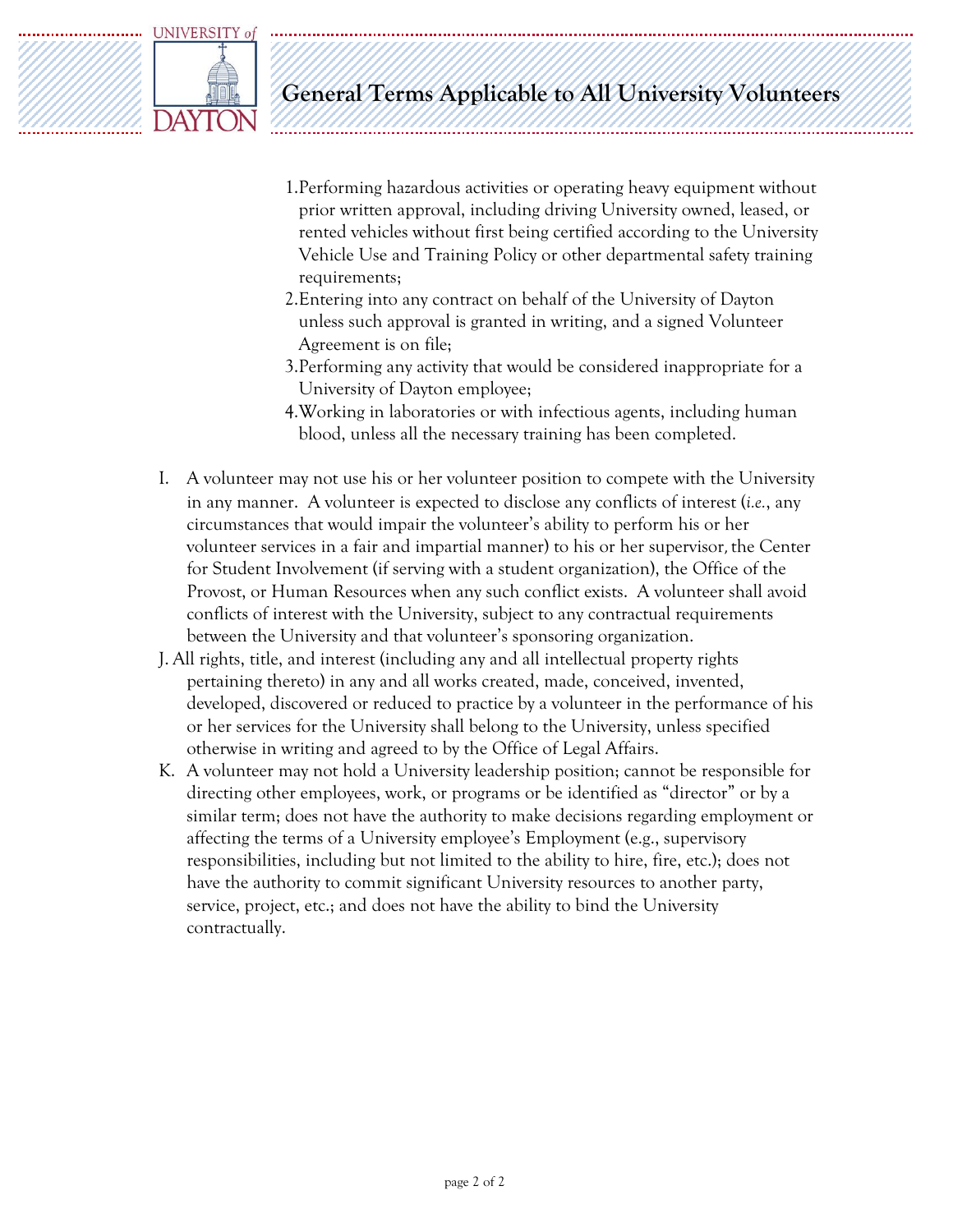# General Terms Applicable to All University Volunteers

1. Performing hazardous activities or operating heavy equipment without prior written approval, including driving University owned, leased, or rented vehicles without first being certified according to the University Vehicle Use and Training Policy or other departmental safety training requirements;
2. Entering into any contract on behalf of the University of Dayton unless such approval is granted in writing, and a signed Volunteer Agreement is on file;
3. Performing any activity that would be considered inappropriate for a University of Dayton employee;
4. Working in laboratories or with infectious agents, including human blood, unless all the necessary training has been completed.

I. A volunteer may not use his or her volunteer position to compete with the University in any manner. A volunteer is expected to disclose any conflicts of interest (*i.e.*, any circumstances that would impair the volunteer's ability to perform his or her volunteer services in a fair and impartial manner) to his or her supervisor, the Center for Student Involvement (if serving with a student organization), the Office of the Provost, or Human Resources when any such conflict exists. A volunteer shall avoid conflicts of interest with the University, subject to any contractual requirements between the University and that volunteer's sponsoring organization.

J. All rights, title, and interest (including any and all intellectual property rights pertaining thereto) in any and all works created, made, conceived, invented, developed, discovered or reduced to practice by a volunteer in the performance of his or her services for the University shall belong to the University, unless specified otherwise in writing and agreed to by the Office of Legal Affairs.

K. A volunteer may not hold a University leadership position; cannot be responsible for directing other employees, work, or programs or be identified as "director" or by a similar term; does not have the authority to make decisions regarding employment or affecting the terms of a University employee's Employment (e.g., supervisory responsibilities, including but not limited to the ability to hire, fire, etc.); does not have the authority to commit significant University resources to another party, service, project, etc.; and does not have the ability to bind the University contractually.